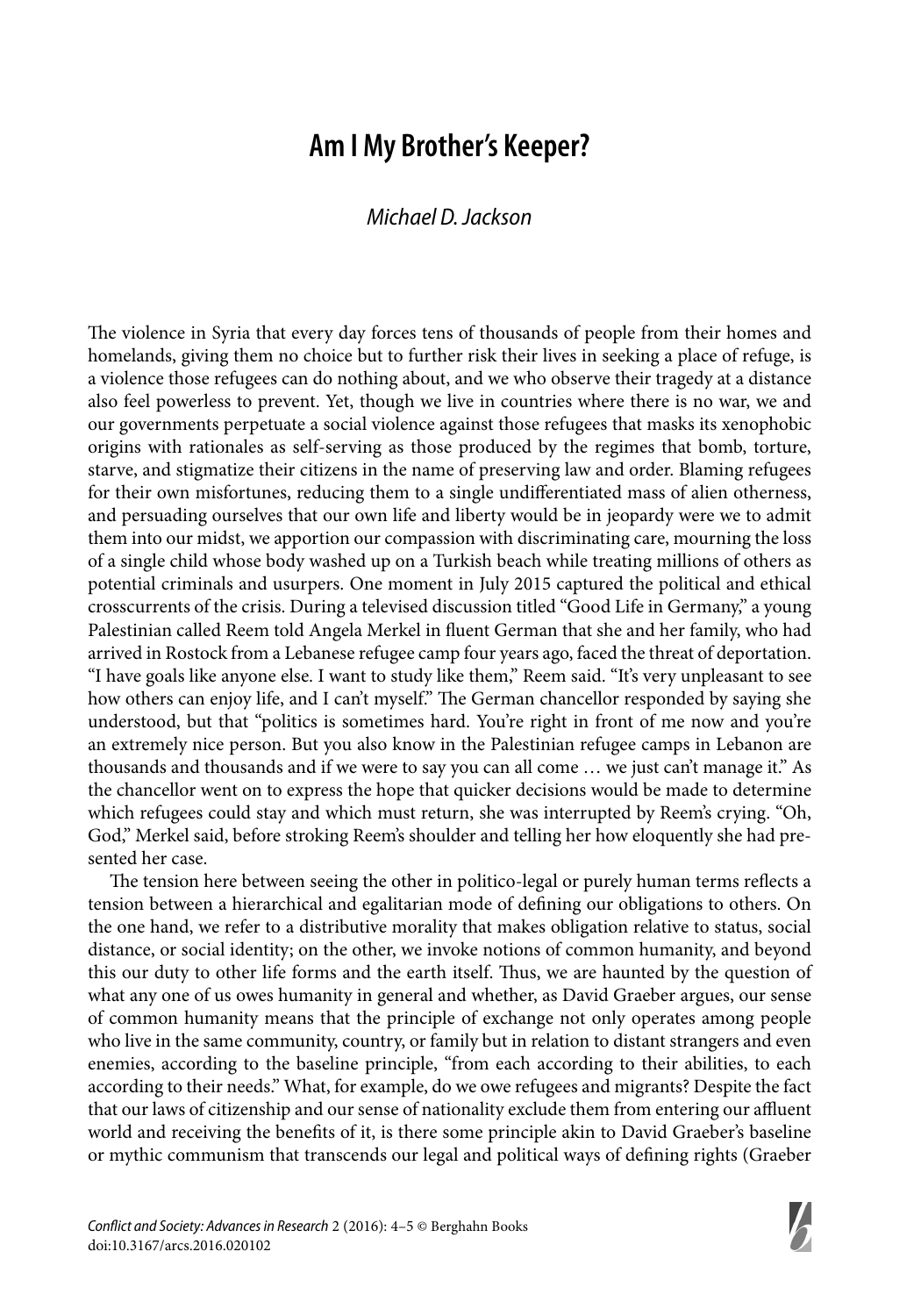# Am I My Brother's Keeper?

*Michael D. Jackson*

The violence in Syria that every day forces tens of thousands of people from their homes and homelands, giving them no choice but to further risk their lives in seeking a place of refuge, is a violence those refugees can do nothing about, and we who observe their tragedy at a distance also feel powerless to prevent. Yet, though we live in countries where there is no war, we and our governments perpetuate a social violence against those refugees that masks its xenophobic origins with rationales as self-serving as those produced by the regimes that bomb, torture, starve, and stigmatize their citizens in the name of preserving law and order. Blaming refugees for their own misfortunes, reducing them to a single undifferentiated mass of alien otherness, and persuading ourselves that our own life and liberty would be in jeopardy were we to admit them into our midst, we apportion our compassion with discriminating care, mourning the loss of a single child whose body washed up on a Turkish beach while treating millions of others as potential criminals and usurpers. One moment in July 2015 captured the political and ethical crosscurrents of the crisis. During a televised discussion titled "Good Life in Germany," a young Palestinian called Reem told Angela Merkel in fluent German that she and her family, who had arrived in Rostock from a Lebanese refugee camp four years ago, faced the threat of deportation. "I have goals like anyone else. I want to study like them," Reem said. "It's very unpleasant to see how others can enjoy life, and I can't myself." The German chancellor responded by saying she understood, but that "politics is sometimes hard. You're right in front of me now and you're an extremely nice person. But you also know in the Palestinian refugee camps in Lebanon are thousands and thousands and if we were to say you can all come … we just can't manage it." As the chancellor went on to express the hope that quicker decisions would be made to determine which refugees could stay and which must return, she was interrupted by Reem's crying. "Oh, God," Merkel said, before stroking Reem's shoulder and telling her how eloquently she had presented her case.

The tension here between seeing the other in politico-legal or purely human terms reflects a tension between a hierarchical and egalitarian mode of defining our obligations to others. On the one hand, we refer to a distributive morality that makes obligation relative to status, social distance, or social identity; on the other, we invoke notions of common humanity, and beyond this our duty to other life forms and the earth itself. Thus, we are haunted by the question of what any one of us owes humanity in general and whether, as David Graeber argues, our sense of common humanity means that the principle of exchange not only operates among people who live in the same community, country, or family but in relation to distant strangers and even enemies, according to the baseline principle, "from each according to their abilities, to each according to their needs." What, for example, do we owe refugees and migrants? Despite the fact that our laws of citizenship and our sense of nationality exclude them from entering our affluent world and receiving the benefits of it, is there some principle akin to David Graeber's baseline or mythic communism that transcends our legal and political ways of defining rights (Graeber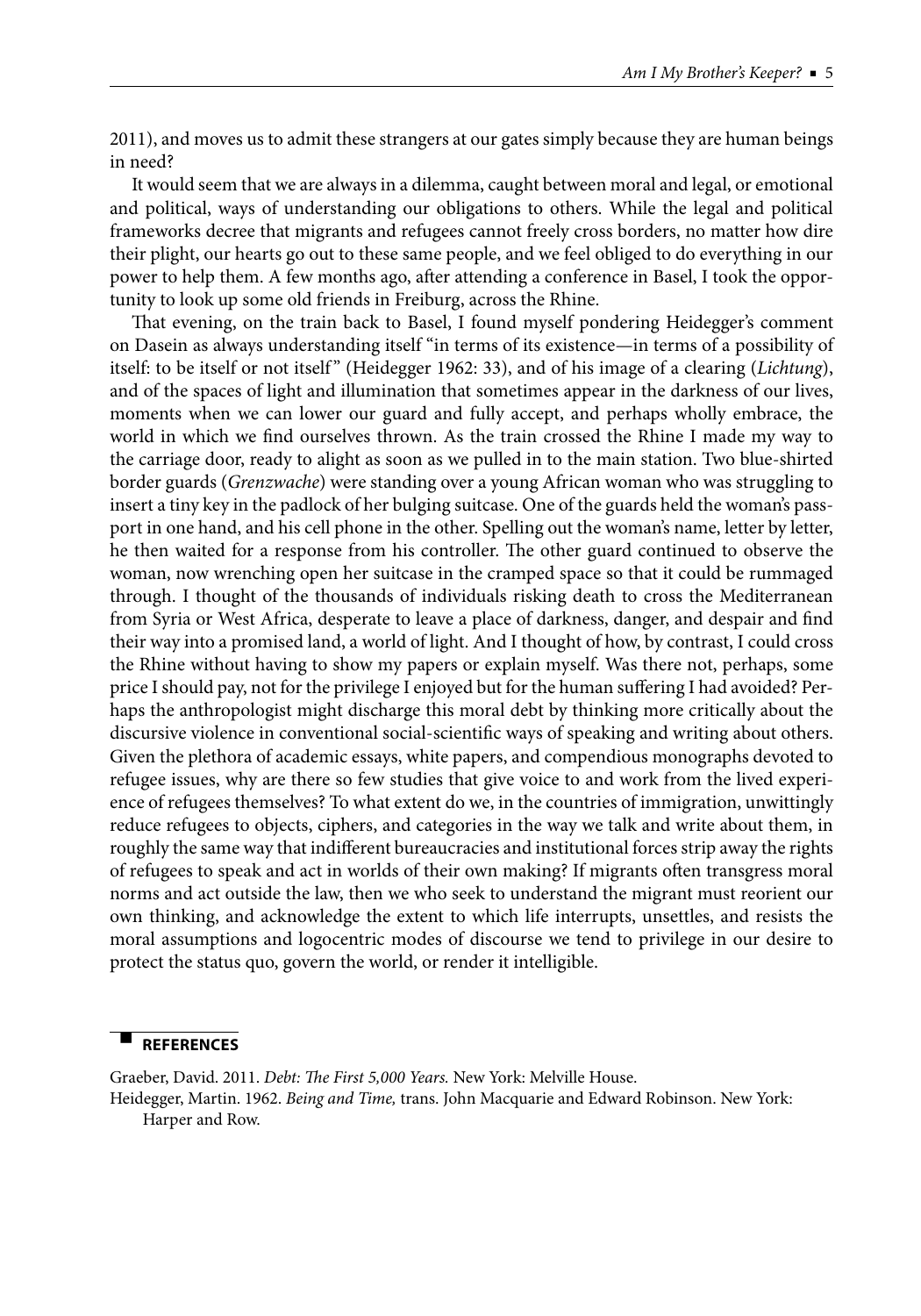2011), and moves us to admit these strangers at our gates simply because they are human beings in need?

It would seem that we are always in a dilemma, caught between moral and legal, or emotional and political, ways of understanding our obligations to others. While the legal and political frameworks decree that migrants and refugees cannot freely cross borders, no matter how dire their plight, our hearts go out to these same people, and we feel obliged to do everything in our power to help them. A few months ago, after attending a conference in Basel, I took the opportunity to look up some old friends in Freiburg, across the Rhine.

That evening, on the train back to Basel, I found myself pondering Heidegger's comment on Dasein as always understanding itself "in terms of its existence—in terms of a possibility of itself: to be itself or not itself" (Heidegger 1962: 33), and of his image of a clearing (*Lichtung*), and of the spaces of light and illumination that sometimes appear in the darkness of our lives, moments when we can lower our guard and fully accept, and perhaps wholly embrace, the world in which we find ourselves thrown. As the train crossed the Rhine I made my way to the carriage door, ready to alight as soon as we pulled in to the main station. Two blue-shirted border guards (*Grenzwache*) were standing over a young African woman who was struggling to insert a tiny key in the padlock of her bulging suitcase. One of the guards held the woman's passport in one hand, and his cell phone in the other. Spelling out the woman's name, letter by letter, he then waited for a response from his controller. The other guard continued to observe the woman, now wrenching open her suitcase in the cramped space so that it could be rummaged through. I thought of the thousands of individuals risking death to cross the Mediterranean from Syria or West Africa, desperate to leave a place of darkness, danger, and despair and find their way into a promised land, a world of light. And I thought of how, by contrast, I could cross the Rhine without having to show my papers or explain myself. Was there not, perhaps, some price I should pay, not for the privilege I enjoyed but for the human suffering I had avoided? Perhaps the anthropologist might discharge this moral debt by thinking more critically about the discursive violence in conventional social-scientific ways of speaking and writing about others. Given the plethora of academic essays, white papers, and compendious monographs devoted to refugee issues, why are there so few studies that give voice to and work from the lived experience of refugees themselves? To what extent do we, in the countries of immigration, unwittingly reduce refugees to objects, ciphers, and categories in the way we talk and write about them, in roughly the same way that indifferent bureaucracies and institutional forces strip away the rights of refugees to speak and act in worlds of their own making? If migrants often transgress moral norms and act outside the law, then we who seek to understand the migrant must reorient our own thinking, and acknowledge the extent to which life interrupts, unsettles, and resists the moral assumptions and logocentric modes of discourse we tend to privilege in our desire to protect the status quo, govern the world, or render it intelligible.

## REFERENCES

Graeber, David. 2011. *Debt: The First 5,000 Years.* New York: Melville House.

Heidegger, Martin. 1962. *Being and Time,* trans. John Macquarie and Edward Robinson. New York: Harper and Row.